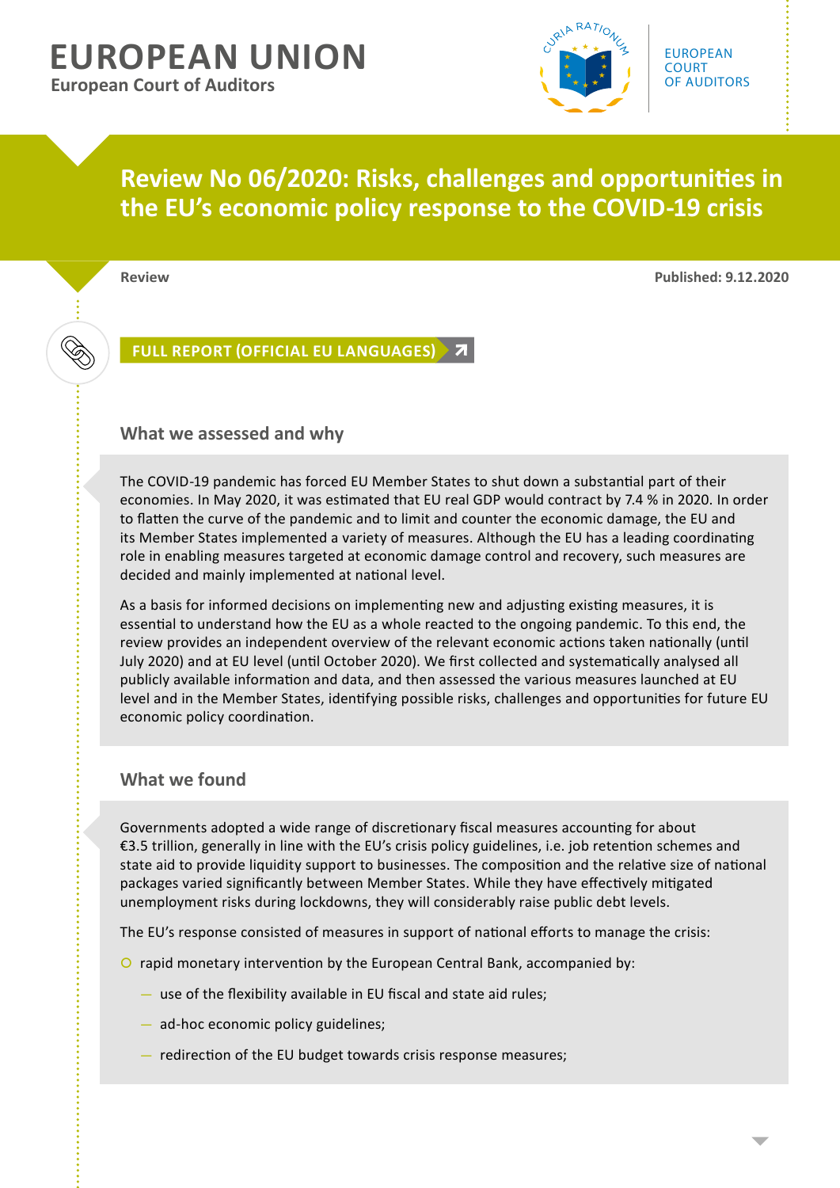# EUROPEAN UNION

European Court of Auditors

EUROPEAN COURT OF AUDITORS

## Review No 06/2020: Risks, challenges and opportunities in the EU's economic policy response to the COVID-19 crisis

**Review** **Published: 9.12.2020**

**FULL REPORT (OFFICIAL EU LANGUAGES)**

### What we assessed and why

The COVID-19 pandemic has forced EU Member States to shut down a substantial part of their economies. In May 2020, it was estimated that EU real GDP would contract by 7.4 % in 2020. In order to flatten the curve of the pandemic and to limit and counter the economic damage, the EU and its Member States implemented a variety of measures. Although the EU has a leading coordinating role in enabling measures targeted at economic damage control and recovery, such measures are decided and mainly implemented at national level.

As a basis for informed decisions on implementing new and adjusting existing measures, it is essential to understand how the EU as a whole reacted to the ongoing pandemic. To this end, the review provides an independent overview of the relevant economic actions taken nationally (until July 2020) and at EU level (until October 2020). We first collected and systematically analysed all publicly available information and data, and then assessed the various measures launched at EU level and in the Member States, identifying possible risks, challenges and opportunities for future EU economic policy coordination.

### What we found

Governments adopted a wide range of discretionary fiscal measures accounting for about €3.5 trillion, generally in line with the EU's crisis policy guidelines, i.e. job retention schemes and state aid to provide liquidity support to businesses. The composition and the relative size of national packages varied significantly between Member States. While they have effectively mitigated unemployment risks during lockdowns, they will considerably raise public debt levels.

The EU's response consisted of measures in support of national efforts to manage the crisis:

- rapid monetary intervention by the European Central Bank, accompanied by:
  - use of the flexibility available in EU fiscal and state aid rules;
  - ad-hoc economic policy guidelines;
  - redirection of the EU budget towards crisis response measures;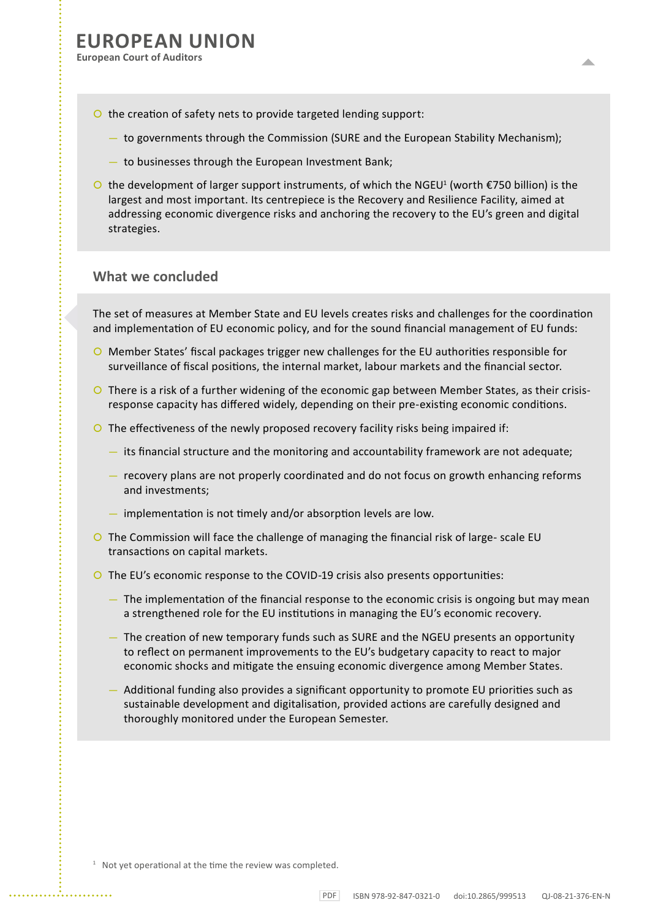- the creation of safety nets to provide targeted lending support:
  - to governments through the Commission (SURE and the European Stability Mechanism);
  - to businesses through the European Investment Bank;
- the development of larger support instruments, of which the NGEU[1] (worth €750 billion) is the largest and most important. Its centrepiece is the Recovery and Resilience Facility, aimed at addressing economic divergence risks and anchoring the recovery to the EU's green and digital strategies.

## What we concluded

The set of measures at Member State and EU levels creates risks and challenges for the coordination and implementation of EU economic policy, and for the sound financial management of EU funds:

- Member States' fiscal packages trigger new challenges for the EU authorities responsible for surveillance of fiscal positions, the internal market, labour markets and the financial sector.
- There is a risk of a further widening of the economic gap between Member States, as their crisis-response capacity has differed widely, depending on their pre-existing economic conditions.
- The effectiveness of the newly proposed recovery facility risks being impaired if:
  - its financial structure and the monitoring and accountability framework are not adequate;
  - recovery plans are not properly coordinated and do not focus on growth enhancing reforms and investments;
  - implementation is not timely and/or absorption levels are low.
- The Commission will face the challenge of managing the financial risk of large- scale EU transactions on capital markets.
- The EU's economic response to the COVID-19 crisis also presents opportunities:
  - The implementation of the financial response to the economic crisis is ongoing but may mean a strengthened role for the EU institutions in managing the EU's economic recovery.
  - The creation of new temporary funds such as SURE and the NGEU presents an opportunity to reflect on permanent improvements to the EU's budgetary capacity to react to major economic shocks and mitigate the ensuing economic divergence among Member States.
  - Additional funding also provides a significant opportunity to promote EU priorities such as sustainable development and digitalisation, provided actions are carefully designed and thoroughly monitored under the European Semester.

[1] Not yet operational at the time the review was completed.

PDF ISBN 978-92-847-0321-0 doi:10.2865/999513 QJ-08-21-376-EN-N